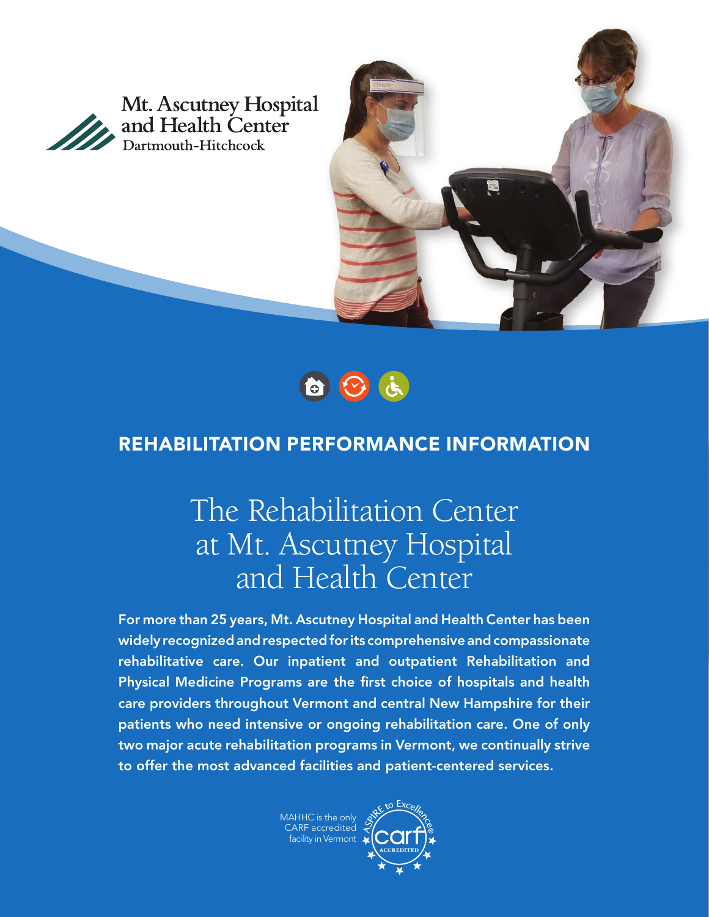Mt. Ascutney Hospital and Health Center
Dartmouth-Hitchcock

## REHABILITATION PERFORMANCE INFORMATION

# The Rehabilitation Center at Mt. Ascutney Hospital and Health Center

**For more than 25 years, Mt. Ascutney Hospital and Health Center has been widely recognized and respected for its comprehensive and compassionate rehabilitative care. Our inpatient and outpatient Rehabilitation and Physical Medicine Programs are the first choice of hospitals and health care providers throughout Vermont and central New Hampshire for their patients who need intensive or ongoing rehabilitation care. One of only two major acute rehabilitation programs in Vermont, we continually strive to offer the most advanced facilities and patient-centered services.**

MAHHC is the only CARF accredited facility in Vermont

ASPIRE to Excellence® carf ACCREDITED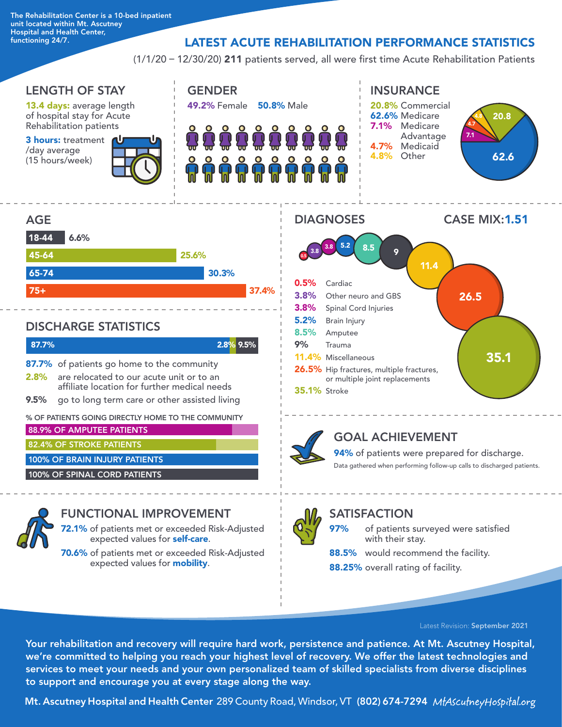The Rehabilitation Center is a 10-bed inpatient unit located within Mt. Ascutney Hospital and Health Center, functioning 24/7.

# LATEST ACUTE REHABILITATION PERFORMANCE STATISTICS

(1/1/20 – 12/30/20) **211** patients served, all were first time Acute Rehabilitation Patients

## LENGTH OF STAY

**13.4 days:** average length of hospital stay for Acute Rehabilitation patients

**3 hours:** treatment /day average (15 hours/week)

## GENDER

**49.2%** Female **50.8%** Male

## INSURANCE

- **20.8%** Commercial
- **62.6%** Medicare
- **7.1%** Medicare Advantage
- **4.7%** Medicaid
- **4.8%** Other

62.6
20.8
7.1
4.7
4.8

## AGE

18-44 6.6%
45-64 25.6%
65-74 30.3%
75+ 37.4%

## DIAGNOSES

**CASE MIX: 1.51**

0.5 3.8 3.8 5.2 8.5 9 11.4 26.5 35.1

- **0.5%** Cardiac
- **3.8%** Other neuro and GBS
- **3.8%** Spinal Cord Injuries
- **5.2%** Brain Injury
- **8.5%** Amputee
- **9%** Trauma
- **11.4%** Miscellaneous
- **26.5%** Hip fractures, multiple fractures, or multiple joint replacements
- **35.1%** Stroke

## DISCHARGE STATISTICS

87.7% 2.8% 9.5%

- **87.7%** of patients go home to the community
- **2.8%** are relocated to our acute unit or to an affiliate location for further medical needs
- **9.5%** go to long term care or other assisted living

**% OF PATIENTS GOING DIRECTLY HOME TO THE COMMUNITY**

- 88.9% OF AMPUTEE PATIENTS
- 82.4% OF STROKE PATIENTS
- 100% OF BRAIN INJURY PATIENTS
- 100% OF SPINAL CORD PATIENTS

## GOAL ACHIEVEMENT

**94%** of patients were prepared for discharge.

Data gathered when performing follow-up calls to discharged patients.

## FUNCTIONAL IMPROVEMENT

**72.1%** of patients met or exceeded Risk-Adjusted expected values for **self-care**.

**70.6%** of patients met or exceeded Risk-Adjusted expected values for **mobility**.

## SATISFACTION

- **97%** of patients surveyed were satisfied with their stay.
- **88.5%** would recommend the facility.
- **88.25%** overall rating of facility.

Latest Revision: **September 2021**

**Your rehabilitation and recovery will require hard work, persistence and patience. At Mt. Ascutney Hospital, we're committed to helping you reach your highest level of recovery. We offer the latest technologies and services to meet your needs and your own personalized team of skilled specialists from diverse disciplines to support and encourage you at every stage along the way.**

**Mt. Ascutney Hospital and Health Center** 289 County Road, Windsor, VT **(802) 674-7294** MtAscutneyHospital.org